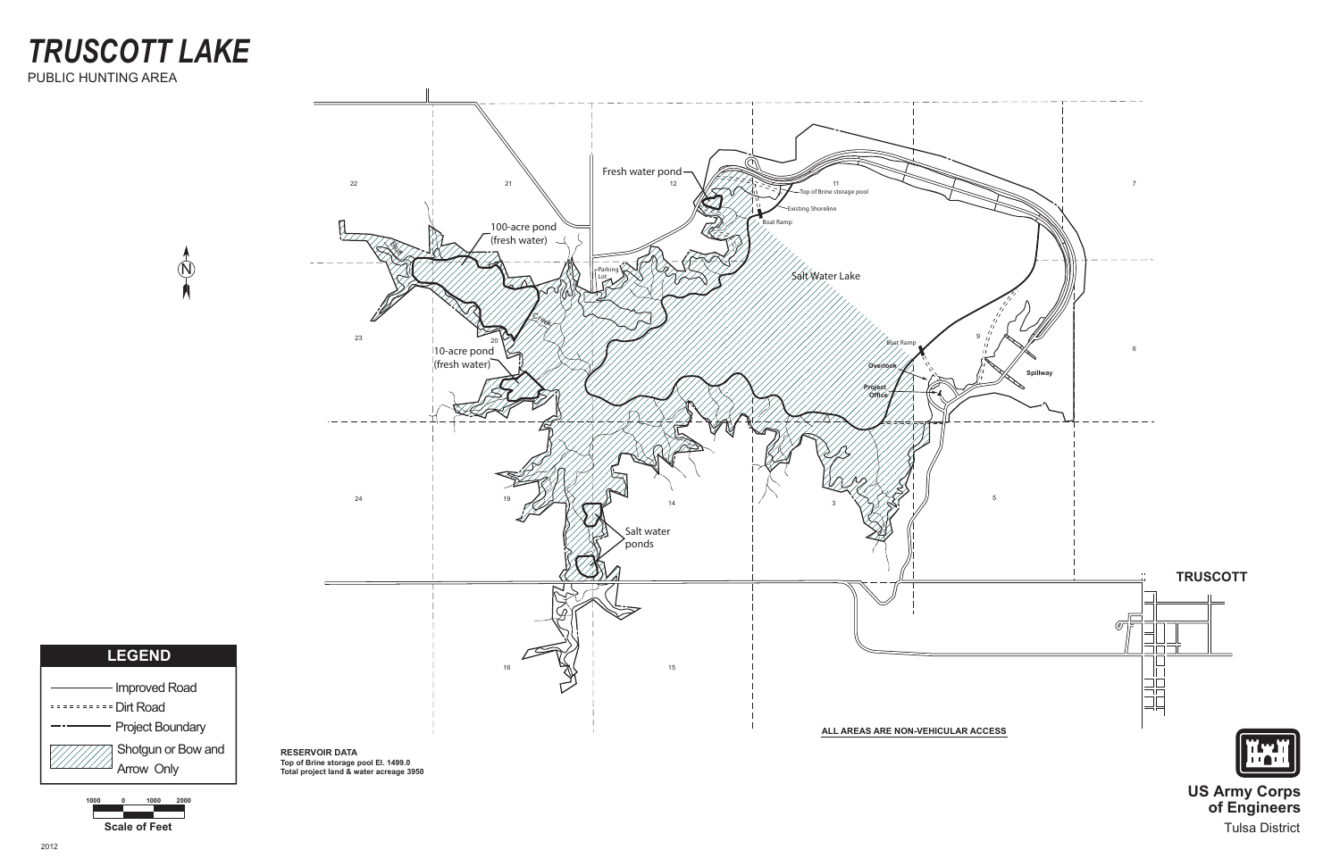# *TRUSCOTT LAKE*

PUBLIC HUNTING AREA

Fresh water pond

Top of Brine storage pool

Existing Shoreline

Boat Ramp

100-acre pond (fresh water)

Parking Lot

Salt Water Lake

10-acre pond (fresh water)

Boat Ramp

Overlook

Project Office

Spillway

Salt water ponds

TRUSCOTT

22 21 12 11 7 23 20 9 6 24 19 14 3 5 16 15

## LEGEND

- Improved Road
- Dirt Road
- Project Boundary
- Shotgun or Bow and Arrow Only

1000 0 1000 2000

Scale of Feet

**RESERVOIR DATA**
**Top of Brine storage pool El. 1499.0**
**Total project land & water acreage 3950**

**ALL AREAS ARE NON-VEHICULAR ACCESS**

**US Army Corps of Engineers**
Tulsa District

2012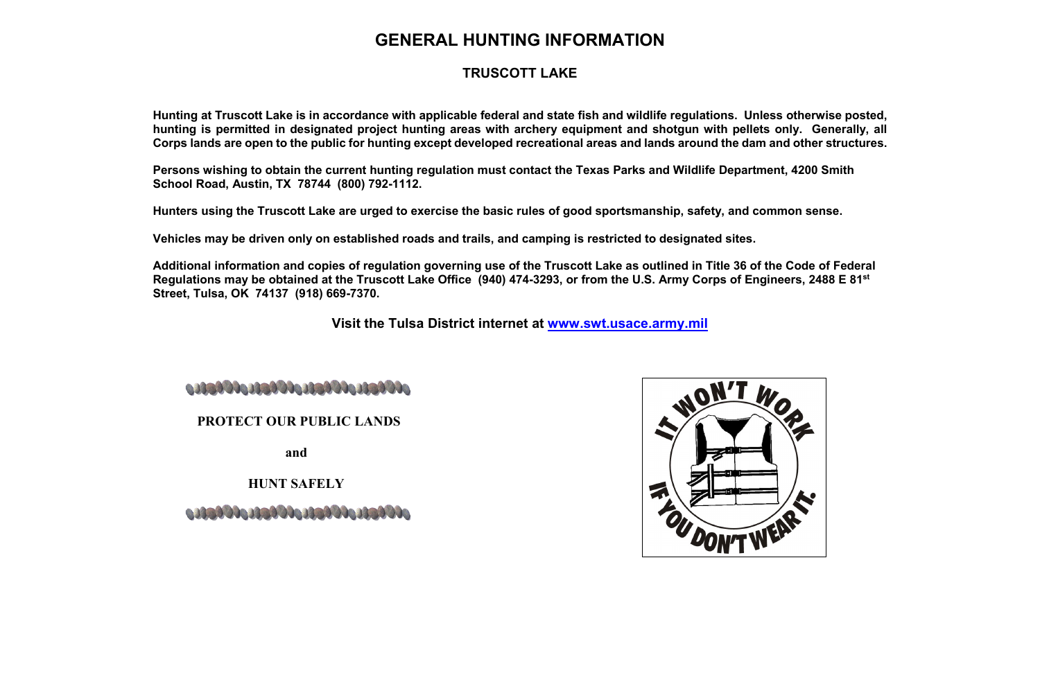# GENERAL HUNTING INFORMATION

## TRUSCOTT LAKE

**Hunting at Truscott Lake is in accordance with applicable federal and state fish and wildlife regulations. Unless otherwise posted, hunting is permitted in designated project hunting areas with archery equipment and shotgun with pellets only. Generally, all Corps lands are open to the public for hunting except developed recreational areas and lands around the dam and other structures.**

**Persons wishing to obtain the current hunting regulation must contact the Texas Parks and Wildlife Department, 4200 Smith School Road, Austin, TX 78744 (800) 792-1112.**

**Hunters using the Truscott Lake are urged to exercise the basic rules of good sportsmanship, safety, and common sense.**

**Vehicles may be driven only on established roads and trails, and camping is restricted to designated sites.**

**Additional information and copies of regulation governing use of the Truscott Lake as outlined in Title 36 of the Code of Federal Regulations may be obtained at the Truscott Lake Office (940) 474-3293, or from the U.S. Army Corps of Engineers, 2488 E 81st Street, Tulsa, OK 74137 (918) 669-7370.**

**Visit the Tulsa District internet at [www.swt.usace.army.mil](http://www.swt.usace.army.mil)**

**PROTECT OUR PUBLIC LANDS**

**and**

**HUNT SAFELY**

IT WON'T WORK IF YOU DON'T WEAR IT.